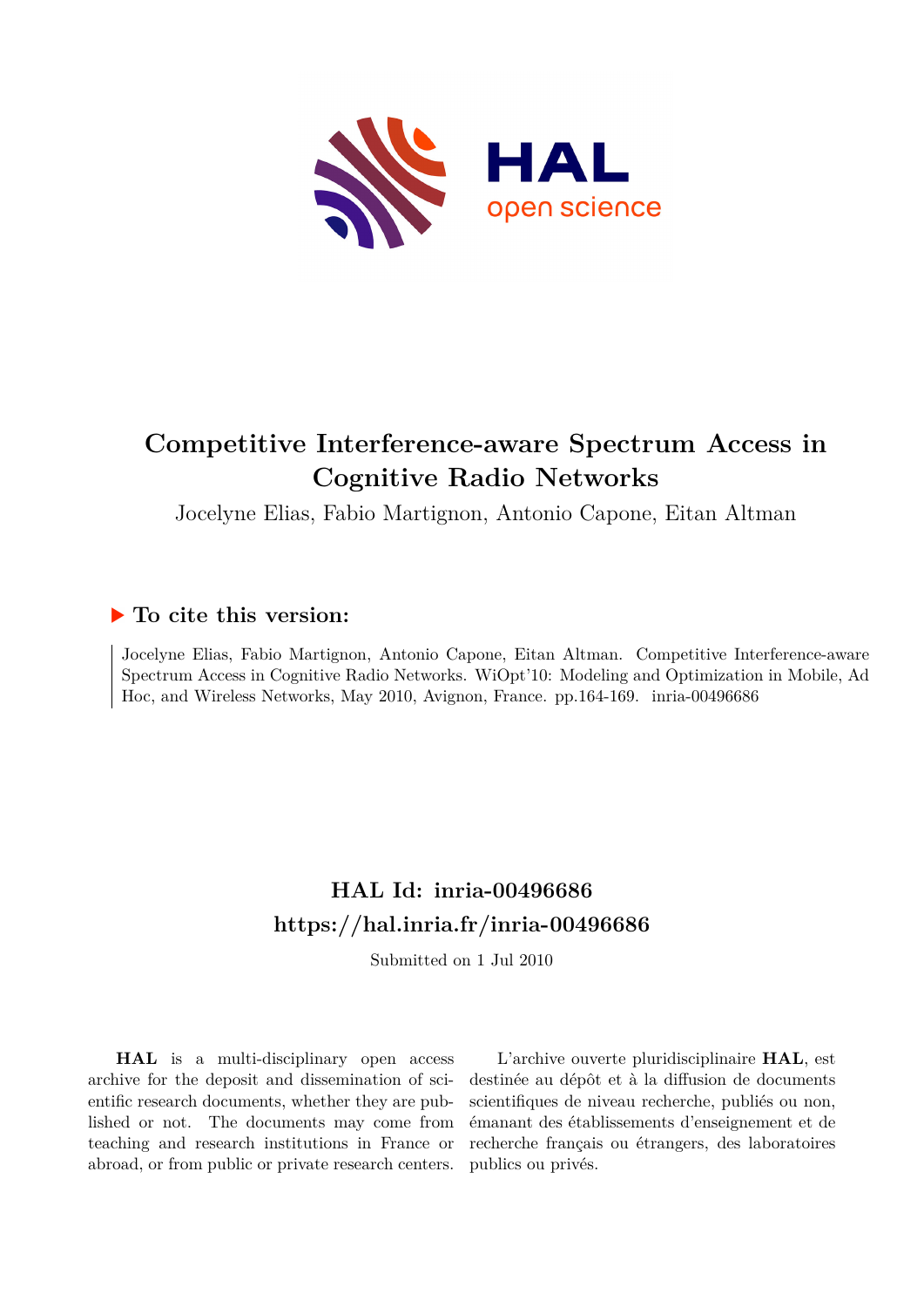# Competitive Interference-aware Spectrum Access in Cognitive Radio Networks

Jocelyne Elias, Fabio Martignon, Antonio Capone, Eitan Altman

## To cite this version:

Jocelyne Elias, Fabio Martignon, Antonio Capone, Eitan Altman. Competitive Interference-aware Spectrum Access in Cognitive Radio Networks. WiOpt'10: Modeling and Optimization in Mobile, Ad Hoc, and Wireless Networks, May 2010, Avignon, France. pp.164-169. inria-00496686

## HAL Id: inria-00496686

## https://hal.inria.fr/inria-00496686

Submitted on 1 Jul 2010

**HAL** is a multi-disciplinary open access archive for the deposit and dissemination of scientific research documents, whether they are published or not. The documents may come from teaching and research institutions in France or abroad, or from public or private research centers.

L'archive ouverte pluridisciplinaire **HAL**, est destinée au dépôt et à la diffusion de documents scientifiques de niveau recherche, publiés ou non, émanant des établissements d'enseignement et de recherche français ou étrangers, des laboratoires publics ou privés.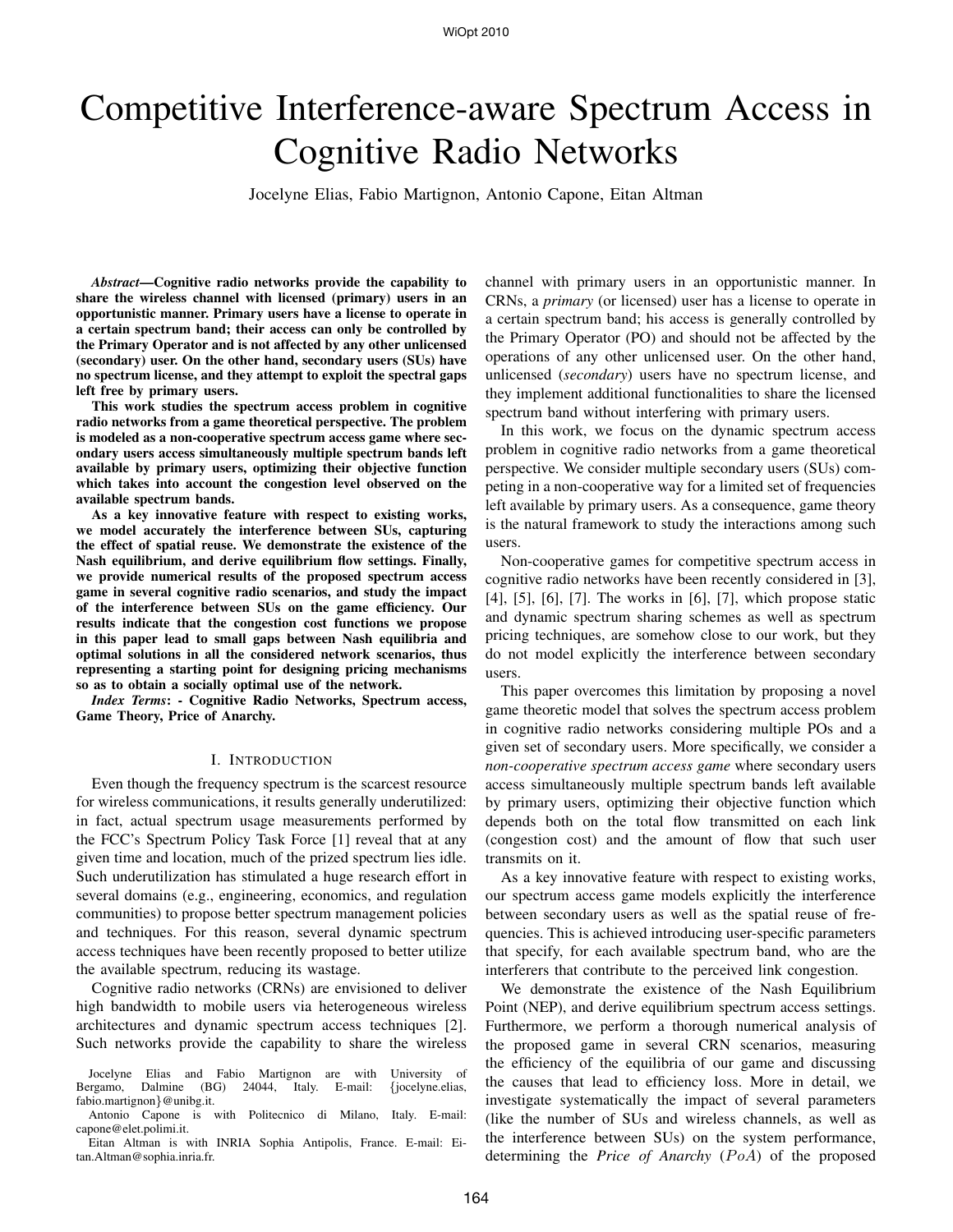# Competitive Interference-aware Spectrum Access in Cognitive Radio Networks

Jocelyne Elias, Fabio Martignon, Antonio Capone, Eitan Altman

***Abstract*—Cognitive radio networks provide the capability to share the wireless channel with licensed (primary) users in an opportunistic manner. Primary users have a license to operate in a certain spectrum band; their access can only be controlled by the Primary Operator and is not affected by any other unlicensed (secondary) user. On the other hand, secondary users (SUs) have no spectrum license, and they attempt to exploit the spectral gaps left free by primary users.**

**This work studies the spectrum access problem in cognitive radio networks from a game theoretical perspective. The problem is modeled as a non-cooperative spectrum access game where secondary users access simultaneously multiple spectrum bands left available by primary users, optimizing their objective function which takes into account the congestion level observed on the available spectrum bands.**

**As a key innovative feature with respect to existing works, we model accurately the interference between SUs, capturing the effect of spatial reuse. We demonstrate the existence of the Nash equilibrium, and derive equilibrium flow settings. Finally, we provide numerical results of the proposed spectrum access game in several cognitive radio scenarios, and study the impact of the interference between SUs on the game efficiency. Our results indicate that the congestion cost functions we propose in this paper lead to small gaps between Nash equilibria and optimal solutions in all the considered network scenarios, thus representing a starting point for designing pricing mechanisms so as to obtain a socially optimal use of the network.**

***Index Terms*: - Cognitive Radio Networks, Spectrum access, Game Theory, Price of Anarchy.**

## I. Introduction

Even though the frequency spectrum is the scarcest resource for wireless communications, it results generally underutilized: in fact, actual spectrum usage measurements performed by the FCC's Spectrum Policy Task Force [1] reveal that at any given time and location, much of the prized spectrum lies idle. Such underutilization has stimulated a huge research effort in several domains (e.g., engineering, economics, and regulation communities) to propose better spectrum management policies and techniques. For this reason, several dynamic spectrum access techniques have been recently proposed to better utilize the available spectrum, reducing its wastage.

Cognitive radio networks (CRNs) are envisioned to deliver high bandwidth to mobile users via heterogeneous wireless architectures and dynamic spectrum access techniques [2]. Such networks provide the capability to share the wireless channel with primary users in an opportunistic manner. In CRNs, a *primary* (or licensed) user has a license to operate in a certain spectrum band; his access is generally controlled by the Primary Operator (PO) and should not be affected by the operations of any other unlicensed user. On the other hand, unlicensed (*secondary*) users have no spectrum license, and they implement additional functionalities to share the licensed spectrum band without interfering with primary users.

In this work, we focus on the dynamic spectrum access problem in cognitive radio networks from a game theoretical perspective. We consider multiple secondary users (SUs) competing in a non-cooperative way for a limited set of frequencies left available by primary users. As a consequence, game theory is the natural framework to study the interactions among such users.

Non-cooperative games for competitive spectrum access in cognitive radio networks have been recently considered in [3], [4], [5], [6], [7]. The works in [6], [7], which propose static and dynamic spectrum sharing schemes as well as spectrum pricing techniques, are somehow close to our work, but they do not model explicitly the interference between secondary users.

This paper overcomes this limitation by proposing a novel game theoretic model that solves the spectrum access problem in cognitive radio networks considering multiple POs and a given set of secondary users. More specifically, we consider a *non-cooperative spectrum access game* where secondary users access simultaneously multiple spectrum bands left available by primary users, optimizing their objective function which depends both on the total flow transmitted on each link (congestion cost) and the amount of flow that such user transmits on it.

As a key innovative feature with respect to existing works, our spectrum access game models explicitly the interference between secondary users as well as the spatial reuse of frequencies. This is achieved introducing user-specific parameters that specify, for each available spectrum band, who are the interferers that contribute to the perceived link congestion.

We demonstrate the existence of the Nash Equilibrium Point (NEP), and derive equilibrium spectrum access settings. Furthermore, we perform a thorough numerical analysis of the proposed game in several CRN scenarios, measuring the efficiency of the equilibria of our game and discussing the causes that lead to efficiency loss. More in detail, we investigate systematically the impact of several parameters (like the number of SUs and wireless channels, as well as the interference between SUs) on the system performance, determining the *Price of Anarchy* ($PoA$) of the proposed

Jocelyne Elias and Fabio Martignon are with University of Bergamo, Dalmine (BG) 24044, Italy. E-mail: {jocelyne.elias, fabio.martignon}@unibg.it.

Antonio Capone is with Politecnico di Milano, Italy. E-mail: capone@elet.polimi.it.

Eitan Altman is with INRIA Sophia Antipolis, France. E-mail: Eitan.Altman@sophia.inria.fr.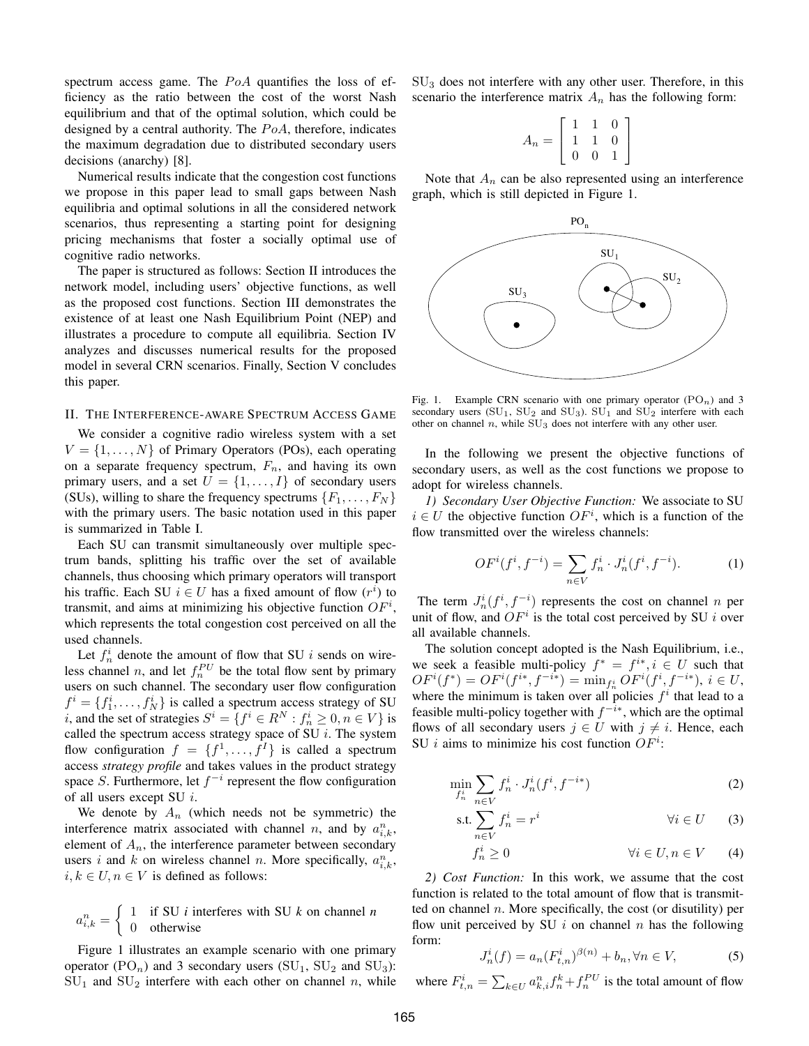spectrum access game. The $PoA$ quantifies the loss of efficiency as the ratio between the cost of the worst Nash equilibrium and that of the optimal solution, which could be designed by a central authority. The $PoA$, therefore, indicates the maximum degradation due to distributed secondary users decisions (anarchy) [8].

Numerical results indicate that the congestion cost functions we propose in this paper lead to small gaps between Nash equilibria and optimal solutions in all the considered network scenarios, thus representing a starting point for designing pricing mechanisms that foster a socially optimal use of cognitive radio networks.

The paper is structured as follows: Section II introduces the network model, including users' objective functions, as well as the proposed cost functions. Section III demonstrates the existence of at least one Nash Equilibrium Point (NEP) and illustrates a procedure to compute all equilibria. Section IV analyzes and discusses numerical results for the proposed model in several CRN scenarios. Finally, Section V concludes this paper.

## II. The Interference-aware Spectrum Access Game

We consider a cognitive radio wireless system with a set $V = \{1, \ldots, N\}$ of Primary Operators (POs), each operating on a separate frequency spectrum, $F_n$, and having its own primary users, and a set $U = \{1, \ldots, I\}$ of secondary users (SUs), willing to share the frequency spectrums $\{F_1, \ldots, F_N\}$ with the primary users. The basic notation used in this paper is summarized in Table I.

Each SU can transmit simultaneously over multiple spectrum bands, splitting his traffic over the set of available channels, thus choosing which primary operators will transport his traffic. Each SU $i \in U$ has a fixed amount of flow ($r^i$) to transmit, and aims at minimizing his objective function $OF^i$, which represents the total congestion cost perceived on all the used channels.

Let $f_n^i$ denote the amount of flow that SU $i$ sends on wireless channel $n$, and let $f_n^{PU}$ be the total flow sent by primary users on such channel. The secondary user flow configuration $f^i = \{f_1^i, \ldots, f_N^i\}$ is called a spectrum access strategy of SU $i$, and the set of strategies $S^i = \{f^i \in R^N : f_n^i \geq 0, n \in V\}$ is called the spectrum access strategy space of SU $i$. The system flow configuration $f = \{f^1, \ldots, f^I\}$ is called a spectrum access *strategy profile* and takes values in the product strategy space $S$. Furthermore, let $f^{-i}$ represent the flow configuration of all users except SU $i$.

We denote by $A_n$ (which needs not be symmetric) the interference matrix associated with channel $n$, and by $a_{i,k}^n$, element of $A_n$, the interference parameter between secondary users $i$ and $k$ on wireless channel $n$. More specifically, $a_{i,k}^n$, $i, k \in U, n \in V$ is defined as follows:

$$a_{i,k}^n = \begin{cases} 1 & \text{if SU } i \text{ interferes with SU } k \text{ on channel } n \\ 0 & \text{otherwise} \end{cases}$$

Figure 1 illustrates an example scenario with one primary operator ($\text{PO}_n$) and 3 secondary users ($\text{SU}_1$, $\text{SU}_2$ and $\text{SU}_3$): $\text{SU}_1$ and $\text{SU}_2$ interfere with each other on channel $n$, while $\text{SU}_3$ does not interfere with any other user. Therefore, in this scenario the interference matrix $A_n$ has the following form:

$$A_n = \begin{bmatrix} 1 & 1 & 0 \\ 1 & 1 & 0 \\ 0 & 0 & 1 \end{bmatrix}$$

Note that $A_n$ can be also represented using an interference graph, which is still depicted in Figure 1.

Fig. 1. Example CRN scenario with one primary operator ($\text{PO}_n$) and 3 secondary users ($\text{SU}_1$, $\text{SU}_2$ and $\text{SU}_3$). $\text{SU}_1$ and $\text{SU}_2$ interfere with each other on channel $n$, while $\text{SU}_3$ does not interfere with any other user.

In the following we present the objective functions of secondary users, as well as the cost functions we propose to adopt for wireless channels.

*1) Secondary User Objective Function:* We associate to SU $i \in U$ the objective function $OF^i$, which is a function of the flow transmitted over the wireless channels:

$$OF^i(f^i, f^{-i}) = \sum_{n \in V} f_n^i \cdot J_n^i(f^i, f^{-i}). \tag{1}$$

The term $J_n^i(f^i, f^{-i})$ represents the cost on channel $n$ per unit of flow, and $OF^i$ is the total cost perceived by SU $i$ over all available channels.

The solution concept adopted is the Nash Equilibrium, i.e., we seek a feasible multi-policy $f^* = f^{i*}, i \in U$ such that $OF^i(f^*) = OF^i(f^{i*}, f^{-i*}) = \min_{f^i} OF^i(f^i, f^{-i*})$, $i \in U$, where the minimum is taken over all policies $f^i$ that lead to a feasible multi-policy together with $f^{-i*}$, which are the optimal flows of all secondary users $j \in U$ with $j \neq i$. Hence, each SU $i$ aims to minimize his cost function $OF^i$:

$$\min_{f_n^i} \sum_{n \in V} f_n^i \cdot J_n^i(f^i, f^{-i*}) \tag{2}$$

$$\text{s.t.} \sum_{n \in V} f_n^i = r^i \qquad \forall i \in U \tag{3}$$

$$f_n^i \geq 0 \qquad \forall i \in U, n \in V \tag{4}$$

*2) Cost Function:* In this work, we assume that the cost function is related to the total amount of flow that is transmitted on channel $n$. More specifically, the cost (or disutility) per flow unit perceived by SU $i$ on channel $n$ has the following form:

$$J_n^i(f) = a_n(F_{t,n}^i)^{\beta(n)} + b_n, \forall n \in V, \tag{5}$$

where $F_{t,n}^i = \sum_{k \in U} a_{k,i}^n f_n^k + f_n^{PU}$ is the total amount of flow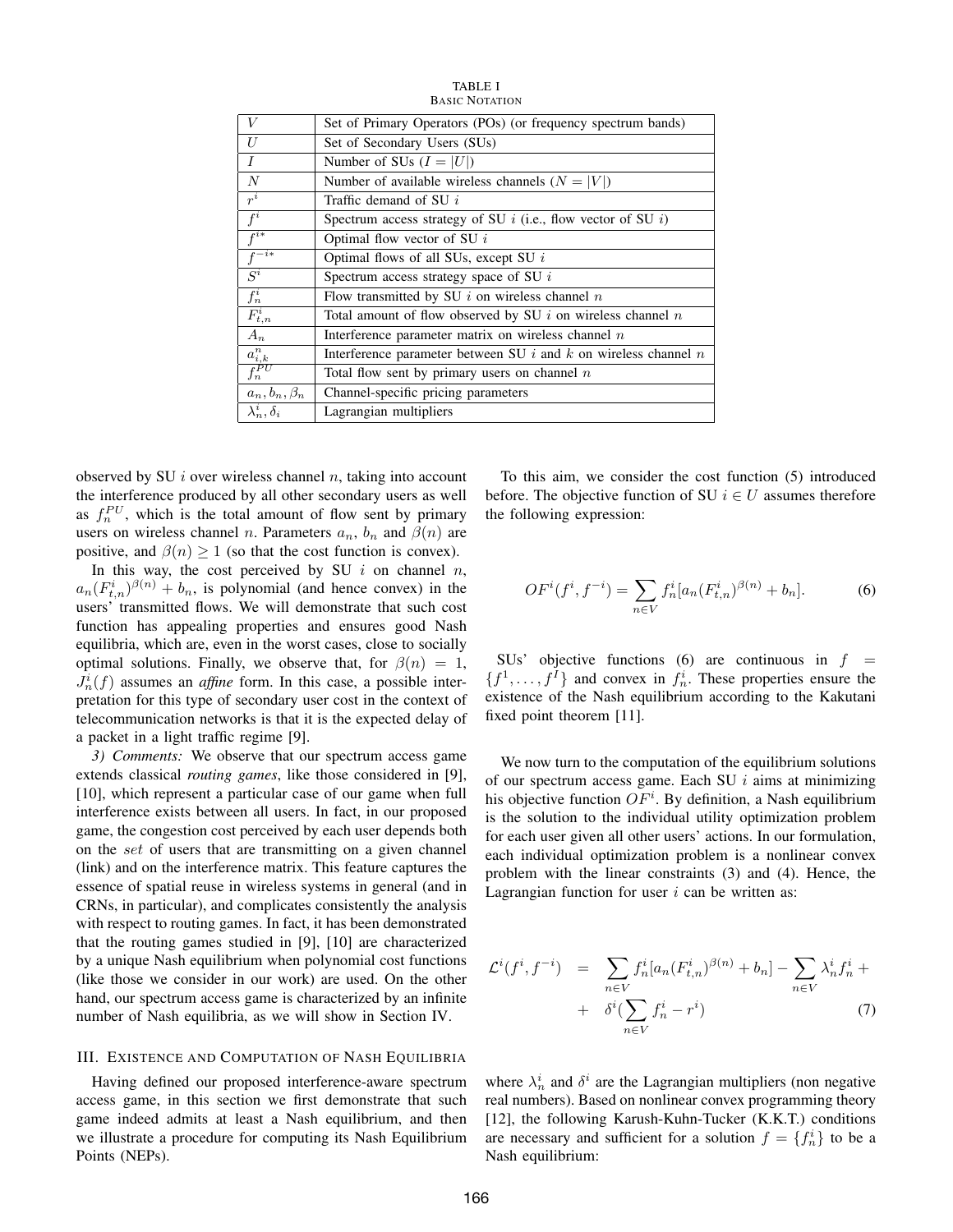TABLE I
BASIC NOTATION

| | |
|---|---|
| $V$ | Set of Primary Operators (POs) (or frequency spectrum bands) |
| $U$ | Set of Secondary Users (SUs) |
| $I$ | Number of SUs ($I = \|U\|$) |
| $N$ | Number of available wireless channels ($N = \|V\|$) |
| $r^i$ | Traffic demand of SU $i$ |
| $f^i$ | Spectrum access strategy of SU $i$ (i.e., flow vector of SU $i$) |
| $f^{i*}$ | Optimal flow vector of SU $i$ |
| $f^{-i*}$ | Optimal flows of all SUs, except SU $i$ |
| $S^i$ | Spectrum access strategy space of SU $i$ |
| $f^i_n$ | Flow transmitted by SU $i$ on wireless channel $n$ |
| $F^i_{t,n}$ | Total amount of flow observed by SU $i$ on wireless channel $n$ |
| $A_n$ | Interference parameter matrix on wireless channel $n$ |
| $a^n_{i,k}$ | Interference parameter between SU $i$ and $k$ on wireless channel $n$ |
| $f^{PU}_n$ | Total flow sent by primary users on channel $n$ |
| $a_n, b_n, \beta_n$ | Channel-specific pricing parameters |
| $\lambda^i_n, \delta_i$ | Lagrangian multipliers |

observed by SU $i$ over wireless channel $n$, taking into account the interference produced by all other secondary users as well as $f^{PU}_n$, which is the total amount of flow sent by primary users on wireless channel $n$. Parameters $a_n$, $b_n$ and $\beta(n)$ are positive, and $\beta(n) \geq 1$ (so that the cost function is convex).

In this way, the cost perceived by SU $i$ on channel $n$, $a_n(F^i_{t,n})^{\beta(n)} + b_n$, is polynomial (and hence convex) in the users' transmitted flows. We will demonstrate that such cost function has appealing properties and ensures good Nash equilibria, which are, even in the worst cases, close to socially optimal solutions. Finally, we observe that, for $\beta(n) = 1$, $J^i_n(f)$ assumes an *affine* form. In this case, a possible interpretation for this type of secondary user cost in the context of telecommunication networks is that it is the expected delay of a packet in a light traffic regime [9].

*3) Comments:* We observe that our spectrum access game extends classical *routing games*, like those considered in [9], [10], which represent a particular case of our game when full interference exists between all users. In fact, in our proposed game, the congestion cost perceived by each user depends both on the *set* of users that are transmitting on a given channel (link) and on the interference matrix. This feature captures the essence of spatial reuse in wireless systems in general (and in CRNs, in particular), and complicates consistently the analysis with respect to routing games. In fact, it has been demonstrated that the routing games studied in [9], [10] are characterized by a unique Nash equilibrium when polynomial cost functions (like those we consider in our work) are used. On the other hand, our spectrum access game is characterized by an infinite number of Nash equilibria, as we will show in Section IV.

## III. Existence and Computation of Nash Equilibria

Having defined our proposed interference-aware spectrum access game, in this section we first demonstrate that such game indeed admits at least a Nash equilibrium, and then we illustrate a procedure for computing its Nash Equilibrium Points (NEPs).

To this aim, we consider the cost function (5) introduced before. The objective function of SU $i \in U$ assumes therefore the following expression:

$$OF^i(f^i, f^{-i}) = \sum_{n \in V} f^i_n [a_n (F^i_{t,n})^{\beta(n)} + b_n]. \tag{6}$$

SUs' objective functions (6) are continuous in $f = \{f^1, \ldots, f^I\}$ and convex in $f^i_n$. These properties ensure the existence of the Nash equilibrium according to the Kakutani fixed point theorem [11].

We now turn to the computation of the equilibrium solutions of our spectrum access game. Each SU $i$ aims at minimizing his objective function $OF^i$. By definition, a Nash equilibrium is the solution to the individual utility optimization problem for each user given all other users' actions. In our formulation, each individual optimization problem is a nonlinear convex problem with the linear constraints (3) and (4). Hence, the Lagrangian function for user $i$ can be written as:

$$\begin{aligned}\mathcal{L}^i(f^i, f^{-i}) &= \sum_{n \in V} f^i_n [a_n (F^i_{t,n})^{\beta(n)} + b_n] - \sum_{n \in V} \lambda^i_n f^i_n + \\ &+ \delta^i (\sum_{n \in V} f^i_n - r^i)\end{aligned} \tag{7}$$

where $\lambda^i_n$ and $\delta^i$ are the Lagrangian multipliers (non negative real numbers). Based on nonlinear convex programming theory [12], the following Karush-Kuhn-Tucker (K.K.T.) conditions are necessary and sufficient for a solution $f = \{f^i_n\}$ to be a Nash equilibrium: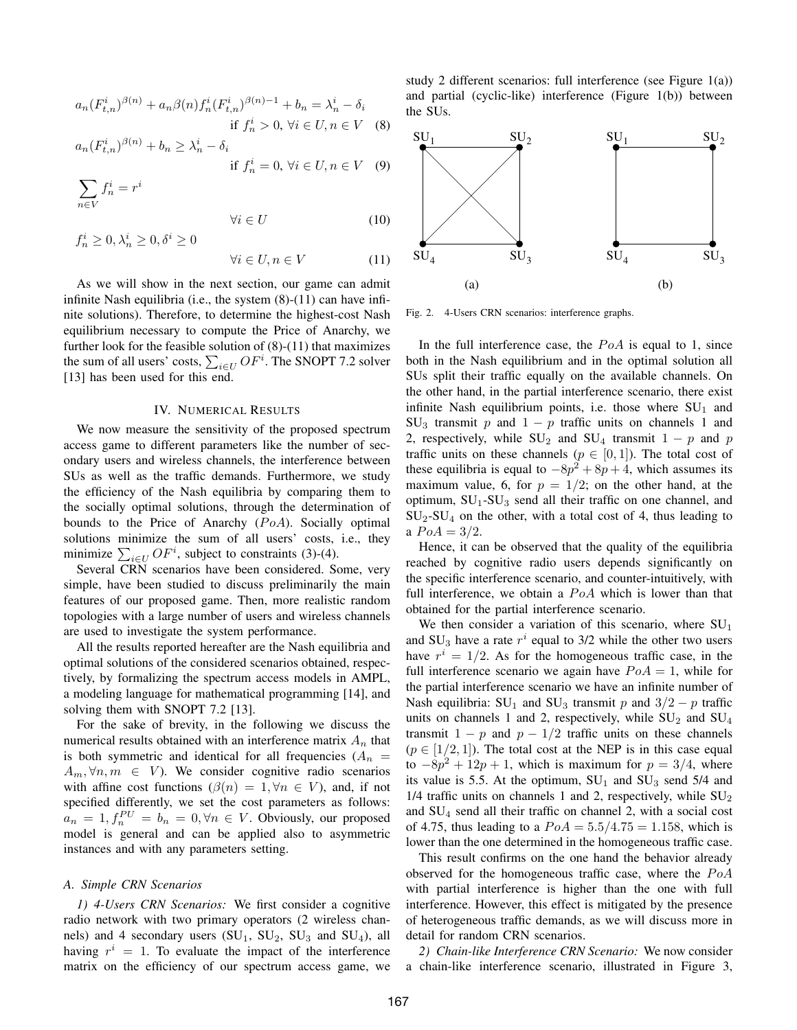$$a_n(F^i_{t,n})^{\beta(n)} + a_n\beta(n) f^i_n (F^i_{t,n})^{\beta(n)-1} + b_n = \lambda^i_n - \delta_i \quad \text{if } f^i_n > 0,\ \forall i \in U, n \in V \quad (8)$$

$$a_n(F^i_{t,n})^{\beta(n)} + b_n \geq \lambda^i_n - \delta_i \quad \text{if } f^i_n = 0,\ \forall i \in U, n \in V \quad (9)$$

$$\sum_{n \in V} f^i_n = r^i \quad \forall i \in U \quad (10)$$

$$f^i_n \geq 0, \lambda^i_n \geq 0, \delta^i \geq 0 \quad \forall i \in U, n \in V \quad (11)$$

As we will show in the next section, our game can admit infinite Nash equilibria (i.e., the system (8)-(11) can have infinite solutions). Therefore, to determine the highest-cost Nash equilibrium necessary to compute the Price of Anarchy, we further look for the feasible solution of (8)-(11) that maximizes the sum of all users' costs, $\sum_{i \in U} OF^i$. The SNOPT 7.2 solver [13] has been used for this end.

## IV. Numerical Results

We now measure the sensitivity of the proposed spectrum access game to different parameters like the number of secondary users and wireless channels, the interference between SUs as well as the traffic demands. Furthermore, we study the efficiency of the Nash equilibria by comparing them to the socially optimal solutions, through the determination of bounds to the Price of Anarchy ($PoA$). Socially optimal solutions minimize the sum of all users' costs, i.e., they minimize $\sum_{i \in U} OF^i$, subject to constraints (3)-(4).

Several CRN scenarios have been considered. Some, very simple, have been studied to discuss preliminarily the main features of our proposed game. Then, more realistic random topologies with a large number of users and wireless channels are used to investigate the system performance.

All the results reported hereafter are the Nash equilibria and optimal solutions of the considered scenarios obtained, respectively, by formalizing the spectrum access models in AMPL, a modeling language for mathematical programming [14], and solving them with SNOPT 7.2 [13].

For the sake of brevity, in the following we discuss the numerical results obtained with an interference matrix $A_n$ that is both symmetric and identical for all frequencies ($A_n = A_m, \forall n, m \in V$). We consider cognitive radio scenarios with affine cost functions ($\beta(n) = 1, \forall n \in V$), and, if not specified differently, we set the cost parameters as follows: $a_n = 1, f^{PU}_n = b_n = 0, \forall n \in V$. Obviously, our proposed model is general and can be applied also to asymmetric instances and with any parameters setting.

### A. Simple CRN Scenarios

*1) 4-Users CRN Scenarios:* We first consider a cognitive radio network with two primary operators (2 wireless channels) and 4 secondary users ($SU_1$, $SU_2$, $SU_3$ and $SU_4$), all having $r^i = 1$. To evaluate the impact of the interference matrix on the efficiency of our spectrum access game, we study 2 different scenarios: full interference (see Figure 1(a)) and partial (cyclic-like) interference (Figure 1(b)) between the SUs.

Fig. 2. 4-Users CRN scenarios: interference graphs.

In the full interference case, the $PoA$ is equal to 1, since both in the Nash equilibrium and in the optimal solution all SUs split their traffic equally on the available channels. On the other hand, in the partial interference scenario, there exist infinite Nash equilibrium points, i.e. those where $SU_1$ and $SU_3$ transmit $p$ and $1 - p$ traffic units on channels 1 and 2, respectively, while $SU_2$ and $SU_4$ transmit $1 - p$ and $p$ traffic units on these channels ($p \in [0, 1]$). The total cost of these equilibria is equal to $-8p^2 + 8p + 4$, which assumes its maximum value, 6, for $p = 1/2$; on the other hand, at the optimum, $SU_1$-$SU_3$ send all their traffic on one channel, and $SU_2$-$SU_4$ on the other, with a total cost of 4, thus leading to a $PoA = 3/2$.

Hence, it can be observed that the quality of the equilibria reached by cognitive radio users depends significantly on the specific interference scenario, and counter-intuitively, with full interference, we obtain a $PoA$ which is lower than that obtained for the partial interference scenario.

We then consider a variation of this scenario, where $SU_1$ and $SU_3$ have a rate $r^i$ equal to 3/2 while the other two users have $r^i = 1/2$. As for the homogeneous traffic case, in the full interference scenario we again have $PoA = 1$, while for the partial interference scenario we have an infinite number of Nash equilibria: $SU_1$ and $SU_3$ transmit $p$ and $3/2 - p$ traffic units on channels 1 and 2, respectively, while $SU_2$ and $SU_4$ transmit $1 - p$ and $p - 1/2$ traffic units on these channels ($p \in [1/2, 1]$). The total cost at the NEP is in this case equal to $-8p^2 + 12p + 1$, which is maximum for $p = 3/4$, where its value is 5.5. At the optimum, $SU_1$ and $SU_3$ send 5/4 and 1/4 traffic units on channels 1 and 2, respectively, while $SU_2$ and $SU_4$ send all their traffic on channel 2, with a social cost of 4.75, thus leading to a $PoA = 5.5/4.75 = 1.158$, which is lower than the one determined in the homogeneous traffic case.

This result confirms on the one hand the behavior already observed for the homogeneous traffic case, where the $PoA$ with partial interference is higher than the one with full interference. However, this effect is mitigated by the presence of heterogeneous traffic demands, as we will discuss more in detail for random CRN scenarios.

*2) Chain-like Interference CRN Scenario:* We now consider a chain-like interference scenario, illustrated in Figure 3,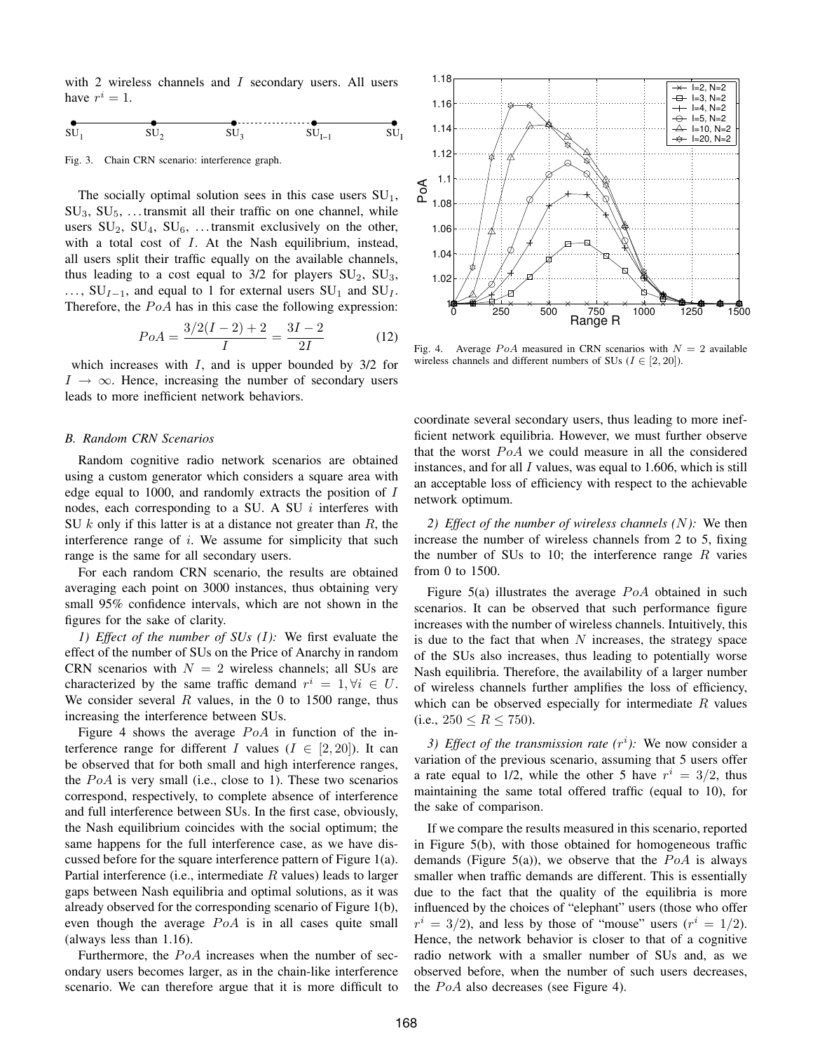with 2 wireless channels and $I$ secondary users. All users have $r^i = 1$.

Fig. 3. Chain CRN scenario: interference graph.

The socially optimal solution sees in this case users $SU_1$, $SU_3$, $SU_5$, ... transmit all their traffic on one channel, while users $SU_2$, $SU_4$, $SU_6$, ... transmit exclusively on the other, with a total cost of $I$. At the Nash equilibrium, instead, all users split their traffic equally on the available channels, thus leading to a cost equal to 3/2 for players $SU_2$, $SU_3$, ..., $SU_{I-1}$, and equal to 1 for external users $SU_1$ and $SU_I$. Therefore, the $PoA$ has in this case the following expression:

$$PoA = \frac{3/2(I-2)+2}{I} = \frac{3I-2}{2I} \tag{12}$$

which increases with $I$, and is upper bounded by 3/2 for $I \rightarrow \infty$. Hence, increasing the number of secondary users leads to more inefficient network behaviors.

### B. Random CRN Scenarios

Random cognitive radio network scenarios are obtained using a custom generator which considers a square area with edge equal to 1000, and randomly extracts the position of $I$ nodes, each corresponding to a SU. A SU $i$ interferes with SU $k$ only if this latter is at a distance not greater than $R$, the interference range of $i$. We assume for simplicity that such range is the same for all secondary users.

For each random CRN scenario, the results are obtained averaging each point on 3000 instances, thus obtaining very small 95% confidence intervals, which are not shown in the figures for the sake of clarity.

*1) Effect of the number of SUs (I):* We first evaluate the effect of the number of SUs on the Price of Anarchy in random CRN scenarios with $N = 2$ wireless channels; all SUs are characterized by the same traffic demand $r^i = 1, \forall i \in U$. We consider several $R$ values, in the 0 to 1500 range, thus increasing the interference between SUs.

Figure 4 shows the average $PoA$ in function of the interference range for different $I$ values ($I \in [2, 20]$). It can be observed that for both small and high interference ranges, the $PoA$ is very small (i.e., close to 1). These two scenarios correspond, respectively, to complete absence of interference and full interference between SUs. In the first case, obviously, the Nash equilibrium coincides with the social optimum; the same happens for the full interference case, as we have discussed before for the square interference pattern of Figure 1(a). Partial interference (i.e., intermediate $R$ values) leads to larger gaps between Nash equilibria and optimal solutions, as it was already observed for the corresponding scenario of Figure 1(b), even though the average $PoA$ is in all cases quite small (always less than 1.16).

Furthermore, the $PoA$ increases when the number of secondary users becomes larger, as in the chain-like interference scenario. We can therefore argue that it is more difficult to coordinate several secondary users, thus leading to more inefficient network equilibria. However, we must further observe that the worst $PoA$ we could measure in all the considered instances, and for all $I$ values, was equal to 1.606, which is still an acceptable loss of efficiency with respect to the achievable network optimum.

Fig. 4. Average $PoA$ measured in CRN scenarios with $N = 2$ available wireless channels and different numbers of SUs ($I \in [2, 20]$).

*2) Effect of the number of wireless channels (N):* We then increase the number of wireless channels from 2 to 5, fixing the number of SUs to 10; the interference range $R$ varies from 0 to 1500.

Figure 5(a) illustrates the average $PoA$ obtained in such scenarios. It can be observed that such performance figure increases with the number of wireless channels. Intuitively, this is due to the fact that when $N$ increases, the strategy space of the SUs also increases, thus leading to potentially worse Nash equilibria. Therefore, the availability of a larger number of wireless channels further amplifies the loss of efficiency, which can be observed especially for intermediate $R$ values (i.e., $250 \le R \le 750$).

*3) Effect of the transmission rate ($r^i$):* We now consider a variation of the previous scenario, assuming that 5 users offer a rate equal to 1/2, while the other 5 have $r^i = 3/2$, thus maintaining the same total offered traffic (equal to 10), for the sake of comparison.

If we compare the results measured in this scenario, reported in Figure 5(b), with those obtained for homogeneous traffic demands (Figure 5(a)), we observe that the $PoA$ is always smaller when traffic demands are different. This is essentially due to the fact that the quality of the equilibria is more influenced by the choices of "elephant" users (those who offer $r^i = 3/2$), and less by those of "mouse" users ($r^i = 1/2$). Hence, the network behavior is closer to that of a cognitive radio network with a smaller number of SUs and, as we observed before, when the number of such users decreases, the $PoA$ also decreases (see Figure 4).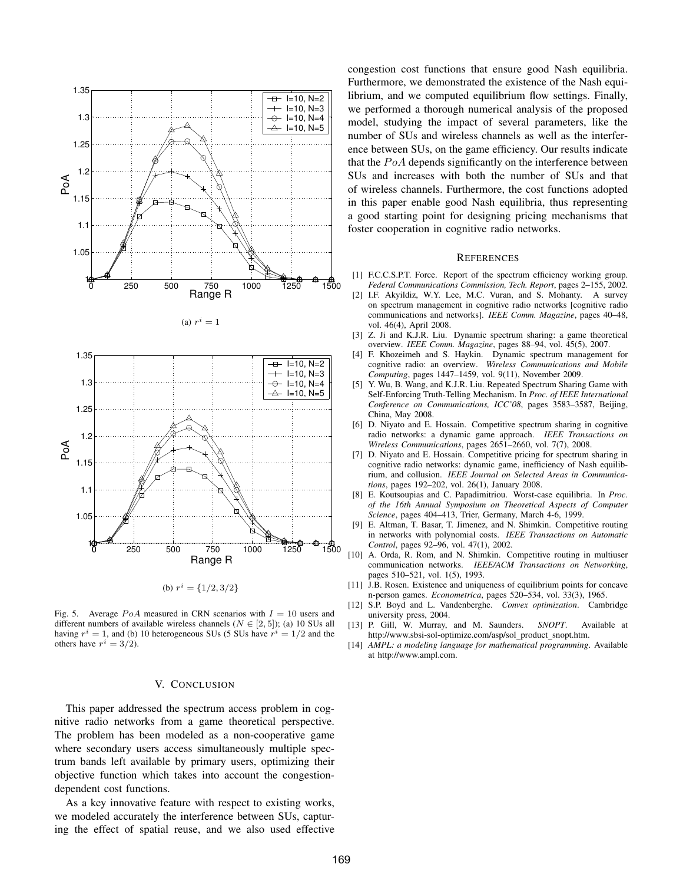1.35
1.3
1.25
1.2
1.15
1.1
1.05
1
PoA
0 250 500 750 1000 1250 1500
Range R
I=10, N=2
I=10, N=3
I=10, N=4
I=10, N=5

(a) $r^i = 1$

1.35
1.3
1.25
1.2
1.15
1.1
1.05
1
PoA
0 250 500 750 1000 1250 1500
Range R
I=10, N=2
I=10, N=3
I=10, N=4
I=10, N=5

(b) $r^i = \{1/2, 3/2\}$

Fig. 5. Average $PoA$ measured in CRN scenarios with $I = 10$ users and different numbers of available wireless channels ($N \in [2, 5]$); (a) 10 SUs all having $r^i = 1$, and (b) 10 heterogeneous SUs (5 SUs have $r^i = 1/2$ and the others have $r^i = 3/2$).

## V. Conclusion

This paper addressed the spectrum access problem in cognitive radio networks from a game theoretical perspective. The problem has been modeled as a non-cooperative game where secondary users access simultaneously multiple spectrum bands left available by primary users, optimizing their objective function which takes into account the congestion-dependent cost functions.

As a key innovative feature with respect to existing works, we modeled accurately the interference between SUs, capturing the effect of spatial reuse, and we also used effective congestion cost functions that ensure good Nash equilibria. Furthermore, we demonstrated the existence of the Nash equilibrium, and we computed equilibrium flow settings. Finally, we performed a thorough numerical analysis of the proposed model, studying the impact of several parameters, like the number of SUs and wireless channels as well as the interference between SUs, on the game efficiency. Our results indicate that the $PoA$ depends significantly on the interference between SUs and increases with both the number of SUs and that of wireless channels. Furthermore, the cost functions adopted in this paper enable good Nash equilibria, thus representing a good starting point for designing pricing mechanisms that foster cooperation in cognitive radio networks.

## References

[1] F.C.C.S.P.T. Force. Report of the spectrum efficiency working group. *Federal Communications Commission, Tech. Report*, pages 2–155, 2002.

[2] I.F. Akyildiz, W.Y. Lee, M.C. Vuran, and S. Mohanty. A survey on spectrum management in cognitive radio networks [cognitive radio communications and networks]. *IEEE Comm. Magazine*, pages 40–48, vol. 46(4), April 2008.

[3] Z. Ji and K.J.R. Liu. Dynamic spectrum sharing: a game theoretical overview. *IEEE Comm. Magazine*, pages 88–94, vol. 45(5), 2007.

[4] F. Khozeimeh and S. Haykin. Dynamic spectrum management for cognitive radio: an overview. *Wireless Communications and Mobile Computing*, pages 1447–1459, vol. 9(11), November 2009.

[5] Y. Wu, B. Wang, and K.J.R. Liu. Repeated Spectrum Sharing Game with Self-Enforcing Truth-Telling Mechanism. In *Proc. of IEEE International Conference on Communications, ICC'08*, pages 3583–3587, Beijing, China, May 2008.

[6] D. Niyato and E. Hossain. Competitive spectrum sharing in cognitive radio networks: a dynamic game approach. *IEEE Transactions on Wireless Communications*, pages 2651–2660, vol. 7(7), 2008.

[7] D. Niyato and E. Hossain. Competitive pricing for spectrum sharing in cognitive radio networks: dynamic game, inefficiency of Nash equilibrium, and collusion. *IEEE Journal on Selected Areas in Communications*, pages 192–202, vol. 26(1), January 2008.

[8] E. Koutsoupias and C. Papadimitriou. Worst-case equilibria. In *Proc. of the 16th Annual Symposium on Theoretical Aspects of Computer Science*, pages 404–413, Trier, Germany, March 4-6, 1999.

[9] E. Altman, T. Basar, T. Jimenez, and N. Shimkin. Competitive routing in networks with polynomial costs. *IEEE Transactions on Automatic Control*, pages 92–96, vol. 47(1), 2002.

[10] A. Orda, R. Rom, and N. Shimkin. Competitive routing in multiuser communication networks. *IEEE/ACM Transactions on Networking*, pages 510–521, vol. 1(5), 1993.

[11] J.B. Rosen. Existence and uniqueness of equilibrium points for concave n-person games. *Econometrica*, pages 520–534, vol. 33(3), 1965.

[12] S.P. Boyd and L. Vandenberghe. *Convex optimization*. Cambridge university press, 2004.

[13] P. Gill, W. Murray, and M. Saunders. *SNOPT*. Available at http://www.sbsi-sol-optimize.com/asp/sol_product_snopt.htm.

[14] *AMPL: a modeling language for mathematical programming*. Available at http://www.ampl.com.